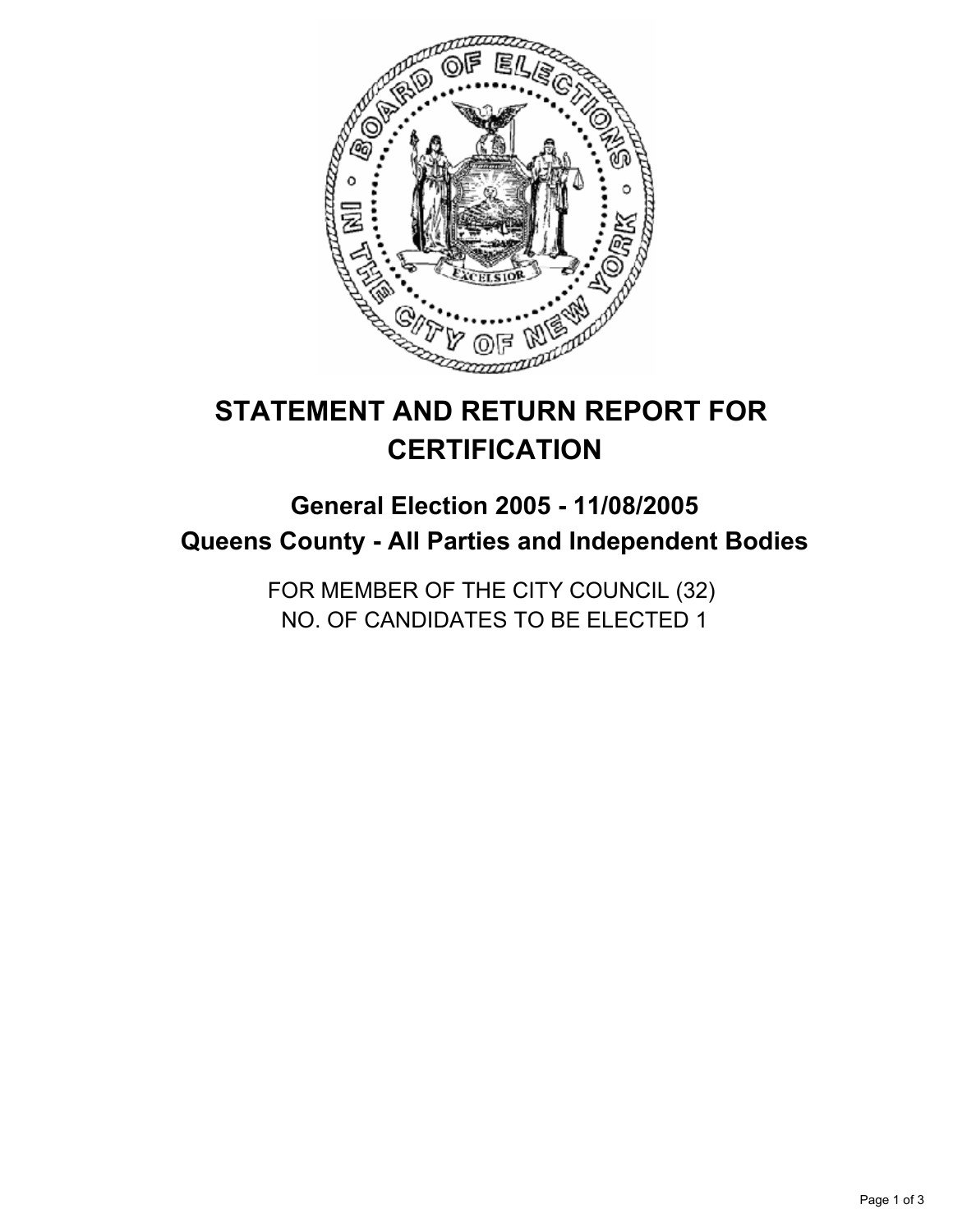# STATEMENT AND RETURN REPORT FOR CERTIFICATION

## General Election 2005 - 11/08/2005
## Queens County - All Parties and Independent Bodies

FOR MEMBER OF THE CITY COUNCIL (32)
NO. OF CANDIDATES TO BE ELECTED 1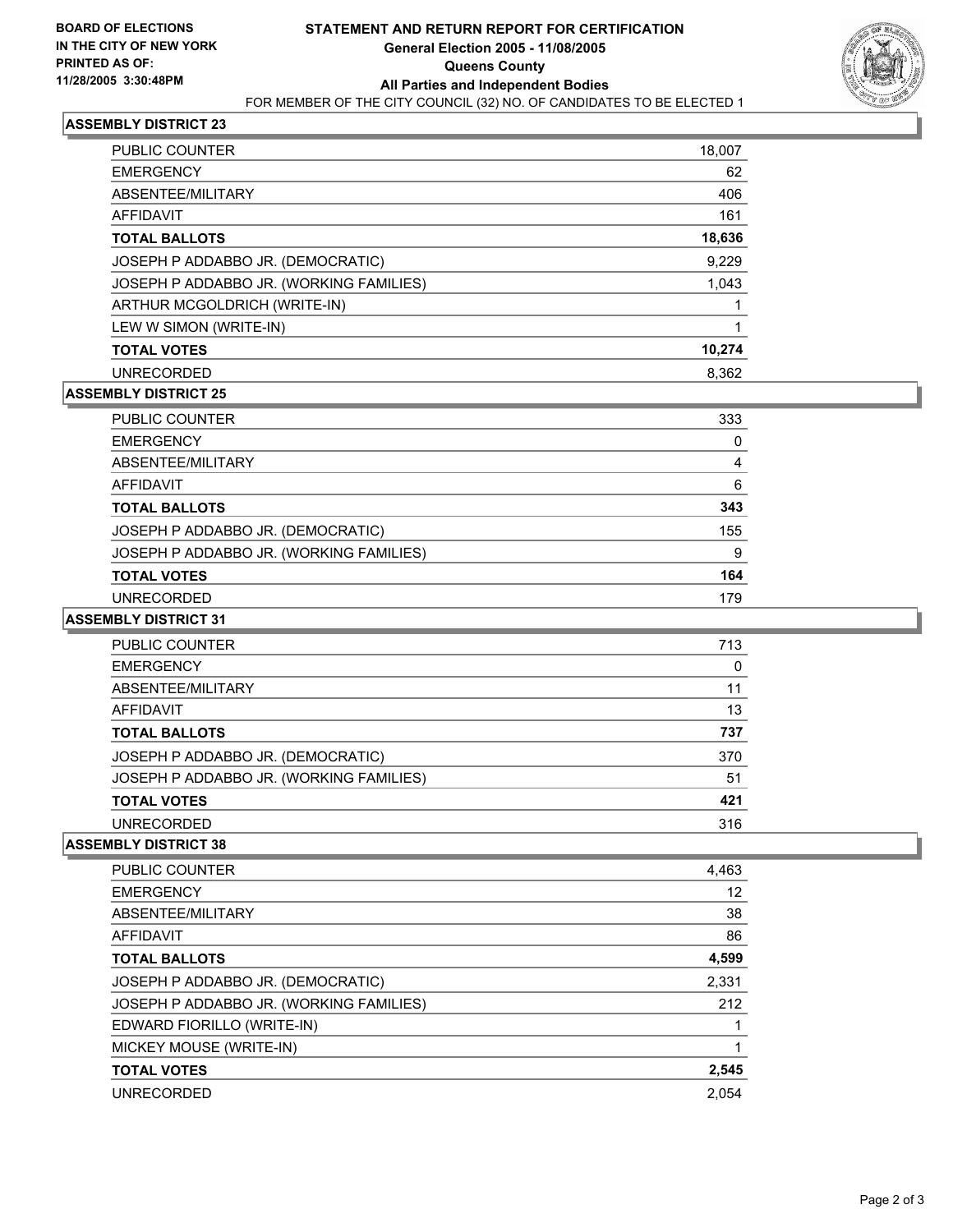**BOARD OF ELECTIONS**
**IN THE CITY OF NEW YORK**
**PRINTED AS OF:**
**11/28/2005 3:30:48PM**

# STATEMENT AND RETURN REPORT FOR CERTIFICATION
## General Election 2005 - 11/08/2005
## Queens County
## All Parties and Independent Bodies

FOR MEMBER OF THE CITY COUNCIL (32) NO. OF CANDIDATES TO BE ELECTED 1

### ASSEMBLY DISTRICT 23

| | |
|---|---|
| PUBLIC COUNTER | 18,007 |
| EMERGENCY | 62 |
| ABSENTEE/MILITARY | 406 |
| AFFIDAVIT | 161 |
| **TOTAL BALLOTS** | **18,636** |
| JOSEPH P ADDABBO JR. (DEMOCRATIC) | 9,229 |
| JOSEPH P ADDABBO JR. (WORKING FAMILIES) | 1,043 |
| ARTHUR MCGOLDRICH (WRITE-IN) | 1 |
| LEW W SIMON (WRITE-IN) | 1 |
| **TOTAL VOTES** | **10,274** |
| UNRECORDED | 8,362 |

### ASSEMBLY DISTRICT 25

| | |
|---|---|
| PUBLIC COUNTER | 333 |
| EMERGENCY | 0 |
| ABSENTEE/MILITARY | 4 |
| AFFIDAVIT | 6 |
| **TOTAL BALLOTS** | **343** |
| JOSEPH P ADDABBO JR. (DEMOCRATIC) | 155 |
| JOSEPH P ADDABBO JR. (WORKING FAMILIES) | 9 |
| **TOTAL VOTES** | **164** |
| UNRECORDED | 179 |

### ASSEMBLY DISTRICT 31

| | |
|---|---|
| PUBLIC COUNTER | 713 |
| EMERGENCY | 0 |
| ABSENTEE/MILITARY | 11 |
| AFFIDAVIT | 13 |
| **TOTAL BALLOTS** | **737** |
| JOSEPH P ADDABBO JR. (DEMOCRATIC) | 370 |
| JOSEPH P ADDABBO JR. (WORKING FAMILIES) | 51 |
| **TOTAL VOTES** | **421** |
| UNRECORDED | 316 |

### ASSEMBLY DISTRICT 38

| | |
|---|---|
| PUBLIC COUNTER | 4,463 |
| EMERGENCY | 12 |
| ABSENTEE/MILITARY | 38 |
| AFFIDAVIT | 86 |
| **TOTAL BALLOTS** | **4,599** |
| JOSEPH P ADDABBO JR. (DEMOCRATIC) | 2,331 |
| JOSEPH P ADDABBO JR. (WORKING FAMILIES) | 212 |
| EDWARD FIORILLO (WRITE-IN) | 1 |
| MICKEY MOUSE (WRITE-IN) | 1 |
| **TOTAL VOTES** | **2,545** |
| UNRECORDED | 2,054 |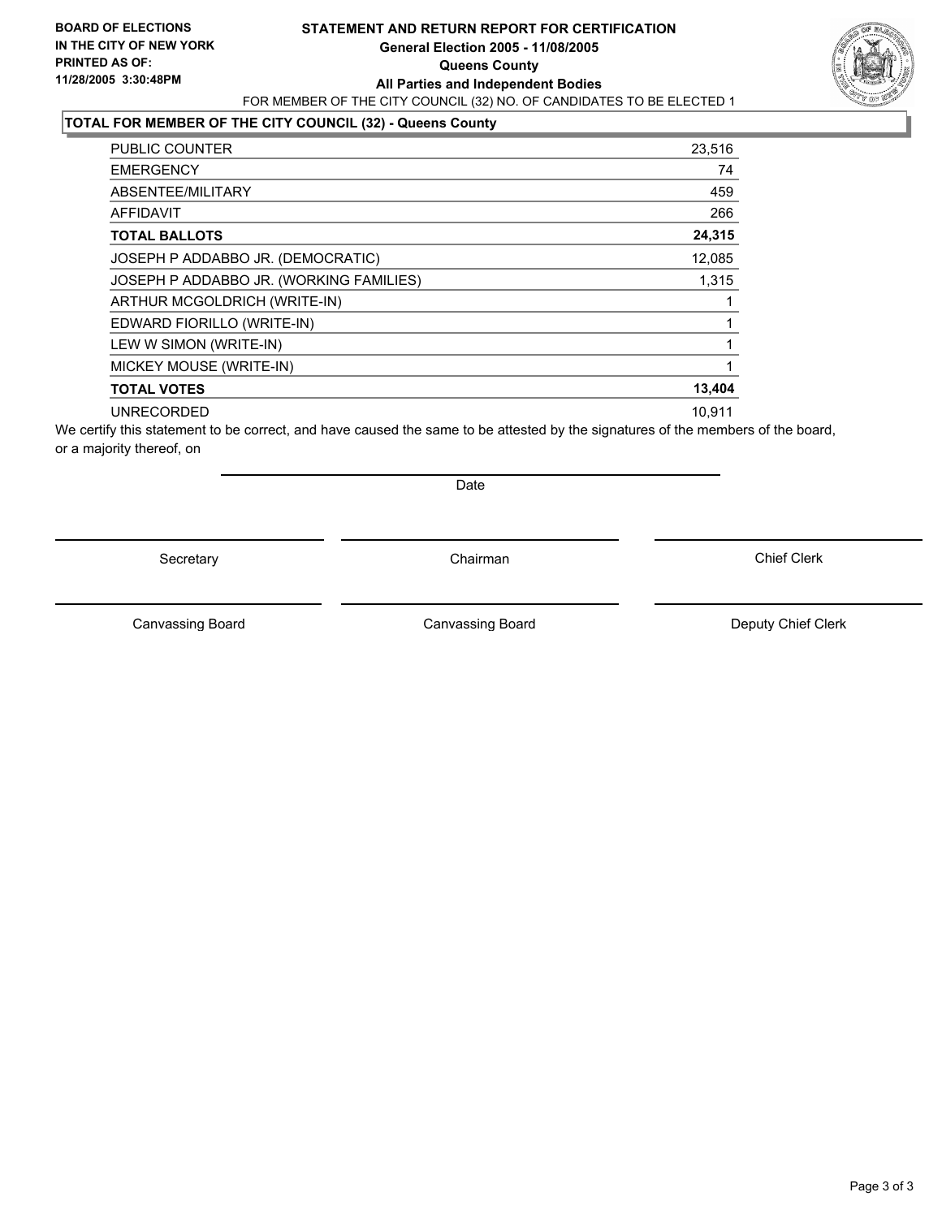**BOARD OF ELECTIONS IN THE CITY OF NEW YORK PRINTED AS OF: 11/28/2005 3:30:48PM**

# STATEMENT AND RETURN REPORT FOR CERTIFICATION

**General Election 2005 - 11/08/2005**

**Queens County**

**All Parties and Independent Bodies**

FOR MEMBER OF THE CITY COUNCIL (32) NO. OF CANDIDATES TO BE ELECTED 1

## TOTAL FOR MEMBER OF THE CITY COUNCIL (32) - Queens County

| | |
|---|---|
| PUBLIC COUNTER | 23,516 |
| EMERGENCY | 74 |
| ABSENTEE/MILITARY | 459 |
| AFFIDAVIT | 266 |
| **TOTAL BALLOTS** | **24,315** |
| JOSEPH P ADDABBO JR. (DEMOCRATIC) | 12,085 |
| JOSEPH P ADDABBO JR. (WORKING FAMILIES) | 1,315 |
| ARTHUR MCGOLDRICH (WRITE-IN) | 1 |
| EDWARD FIORILLO (WRITE-IN) | 1 |
| LEW W SIMON (WRITE-IN) | 1 |
| MICKEY MOUSE (WRITE-IN) | 1 |
| **TOTAL VOTES** | **13,404** |
| UNRECORDED | 10,911 |

We certify this statement to be correct, and have caused the same to be attested by the signatures of the members of the board, or a majority thereof, on

Date

Secretary | Chairman | Chief Clerk

Canvassing Board | Canvassing Board | Deputy Chief Clerk